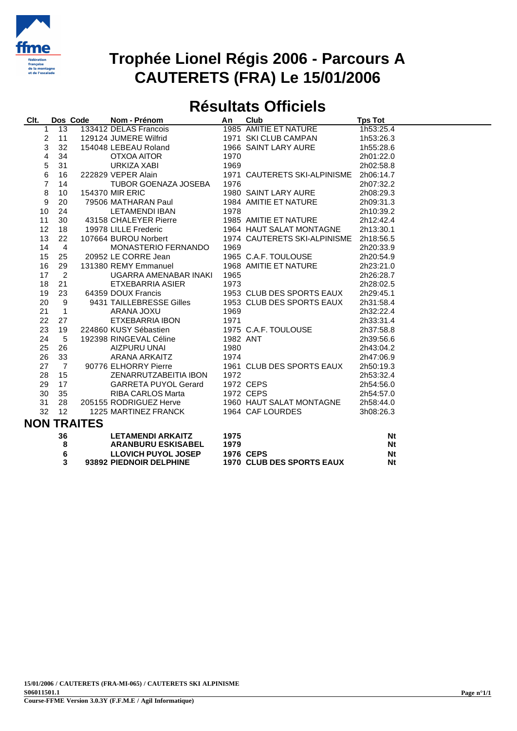# Trophée Lionel Régis 2006 - Parcours A
# CAUTERETS (FRA) Le 15/01/2006

## Résultats Officiels

| Clt. | Dos | Code | Nom - Prénom | An | Club | Tps Tot |
|---|---|---|---|---|---|---|
| 1 | 13 | 133412 | DELAS Francois | 1985 | AMITIE ET NATURE | 1h53:25.4 |
| 2 | 11 | 129124 | JUMERE Wilfrid | 1971 | SKI CLUB CAMPAN | 1h53:26.3 |
| 3 | 32 | 154048 | LEBEAU Roland | 1966 | SAINT LARY AURE | 1h55:28.6 |
| 4 | 34 | | OTXOA AITOR | 1970 | | 2h01:22.0 |
| 5 | 31 | | URKIZA XABI | 1969 | | 2h02:58.8 |
| 6 | 16 | 222829 | VEPER Alain | 1971 | CAUTERETS SKI-ALPINISME | 2h06:14.7 |
| 7 | 14 | | TUBOR GOENAZA JOSEBA | 1976 | | 2h07:32.2 |
| 8 | 10 | 154370 | MIR ERIC | 1980 | SAINT LARY AURE | 2h08:29.3 |
| 9 | 20 | 79506 | MATHARAN Paul | 1984 | AMITIE ET NATURE | 2h09:31.3 |
| 10 | 24 | | LETAMENDI IBAN | 1978 | | 2h10:39.2 |
| 11 | 30 | 43158 | CHALEYER Pierre | 1985 | AMITIE ET NATURE | 2h12:42.4 |
| 12 | 18 | 19978 | LILLE Frederic | 1964 | HAUT SALAT MONTAGNE | 2h13:30.1 |
| 13 | 22 | 107664 | BUROU Norbert | 1974 | CAUTERETS SKI-ALPINISME | 2h18:56.5 |
| 14 | 4 | | MONASTERIO FERNANDO | 1969 | | 2h20:33.9 |
| 15 | 25 | 20952 | LE CORRE Jean | 1965 | C.A.F. TOULOUSE | 2h20:54.9 |
| 16 | 29 | 131380 | REMY Emmanuel | 1968 | AMITIE ET NATURE | 2h23:21.0 |
| 17 | 2 | | UGARRA AMENABAR INAKI | 1965 | | 2h26:28.7 |
| 18 | 21 | | ETXEBARRIA ASIER | 1973 | | 2h28:02.5 |
| 19 | 23 | 64359 | DOUX Francis | 1953 | CLUB DES SPORTS EAUX | 2h29:45.1 |
| 20 | 9 | 9431 | TAILLEBRESSE Gilles | 1953 | CLUB DES SPORTS EAUX | 2h31:58.4 |
| 21 | 1 | | ARANA JOXU | 1969 | | 2h32:22.4 |
| 22 | 27 | | ETXEBARRIA IBON | 1971 | | 2h33:31.4 |
| 23 | 19 | 224860 | KUSY Sébastien | 1975 | C.A.F. TOULOUSE | 2h37:58.8 |
| 24 | 5 | 192398 | RINGEVAL Céline | 1982 | ANT | 2h39:56.6 |
| 25 | 26 | | AIZPURU UNAI | 1980 | | 2h43:04.2 |
| 26 | 33 | | ARANA ARKAITZ | 1974 | | 2h47:06.9 |
| 27 | 7 | 90776 | ELHORRY Pierre | 1961 | CLUB DES SPORTS EAUX | 2h50:19.3 |
| 28 | 15 | | ZENARRUTZABEITIA IBON | 1972 | | 2h53:32.4 |
| 29 | 17 | | GARRETA PUYOL Gerard | 1972 | CEPS | 2h54:56.0 |
| 30 | 35 | | RIBA CARLOS Marta | 1972 | CEPS | 2h54:57.0 |
| 31 | 28 | 205155 | RODRIGUEZ Herve | 1960 | HAUT SALAT MONTAGNE | 2h58:44.0 |
| 32 | 12 | 1225 | MARTINEZ FRANCK | 1964 | CAF LOURDES | 3h08:26.3 |

## NON TRAITES

| Dos | Code | Nom - Prénom | An | Club | Tps Tot |
|---|---|---|---|---|---|
| **36** | | **LETAMENDI ARKAITZ** | **1975** | | **Nt** |
| **8** | | **ARANBURU ESKISABEL** | **1979** | | **Nt** |
| **6** | | **LLOVICH PUYOL JOSEP** | **1976** | **CEPS** | **Nt** |
| **3** | **93892** | **PIEDNOIR DELPHINE** | **1970** | **CLUB DES SPORTS EAUX** | **Nt** |

**15/01/2006 / CAUTERETS (FRA-MI-065) / CAUTERETS SKI ALPINISME**
**S06011501.1**
**Course-FFME Version 3.0.3Y (F.F.M.E / Agil Informatique)**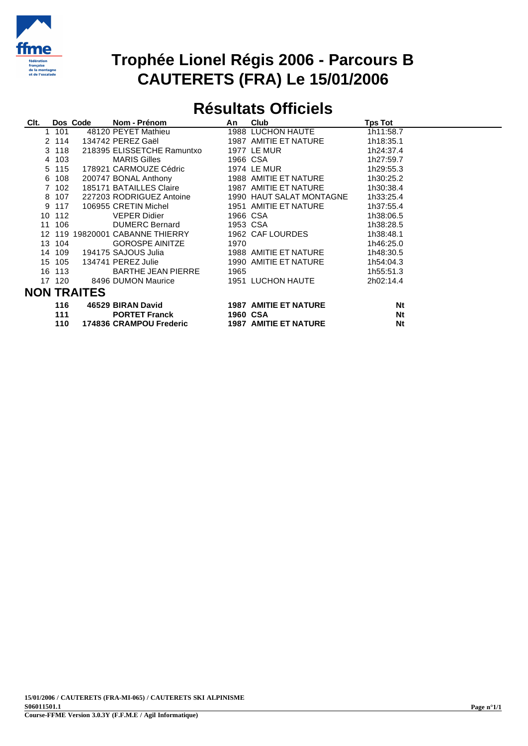# Trophée Lionel Régis 2006 - Parcours B
# CAUTERETS (FRA) Le 15/01/2006

## Résultats Officiels

| Clt. | Dos | Code | Nom - Prénom | An | Club | Tps Tot |
|---|---|---|---|---|---|---|
| 1 | 101 | 48120 | PEYET Mathieu | 1988 | LUCHON HAUTE | 1h11:58.7 |
| 2 | 114 | 134742 | PEREZ Gaël | 1987 | AMITIE ET NATURE | 1h18:35.1 |
| 3 | 118 | 218395 | ELISSETCHE Ramuntxo | 1977 | LE MUR | 1h24:37.4 |
| 4 | 103 | | MARIS Gilles | 1966 | CSA | 1h27:59.7 |
| 5 | 115 | 178921 | CARMOUZE Cédric | 1974 | LE MUR | 1h29:55.3 |
| 6 | 108 | 200747 | BONAL Anthony | 1988 | AMITIE ET NATURE | 1h30:25.2 |
| 7 | 102 | 185171 | BATAILLES Claire | 1987 | AMITIE ET NATURE | 1h30:38.4 |
| 8 | 107 | 227203 | RODRIGUEZ Antoine | 1990 | HAUT SALAT MONTAGNE | 1h33:25.4 |
| 9 | 117 | 106955 | CRETIN Michel | 1951 | AMITIE ET NATURE | 1h37:55.4 |
| 10 | 112 | | VEPER Didier | 1966 | CSA | 1h38:06.5 |
| 11 | 106 | | DUMERC Bernard | 1953 | CSA | 1h38:28.5 |
| 12 | 119 | 19820001 | CABANNE THIERRY | 1962 | CAF LOURDES | 1h38:48.1 |
| 13 | 104 | | GOROSPE AINITZE | 1970 | | 1h46:25.0 |
| 14 | 109 | 194175 | SAJOUS Julia | 1988 | AMITIE ET NATURE | 1h48:30.5 |
| 15 | 105 | 134741 | PEREZ Julie | 1990 | AMITIE ET NATURE | 1h54:04.3 |
| 16 | 113 | | BARTHE JEAN PIERRE | 1965 | | 1h55:51.3 |
| 17 | 120 | 8496 | DUMON Maurice | 1951 | LUCHON HAUTE | 2h02:14.4 |

## NON TRAITES

| Dos | Code | Nom - Prénom | An | Club | Tps Tot |
|---|---|---|---|---|---|
| **116** | **46529** | **BIRAN David** | **1987** | **AMITIE ET NATURE** | **Nt** |
| **111** | | **PORTET Franck** | **1960** | **CSA** | **Nt** |
| **110** | **174836** | **CRAMPOU Frederic** | **1987** | **AMITIE ET NATURE** | **Nt** |

**15/01/2006 / CAUTERETS (FRA-MI-065) / CAUTERETS SKI ALPINISME**
**S06011501.1**
**Course-FFME Version 3.0.3Y (F.F.M.E / Agil Informatique)**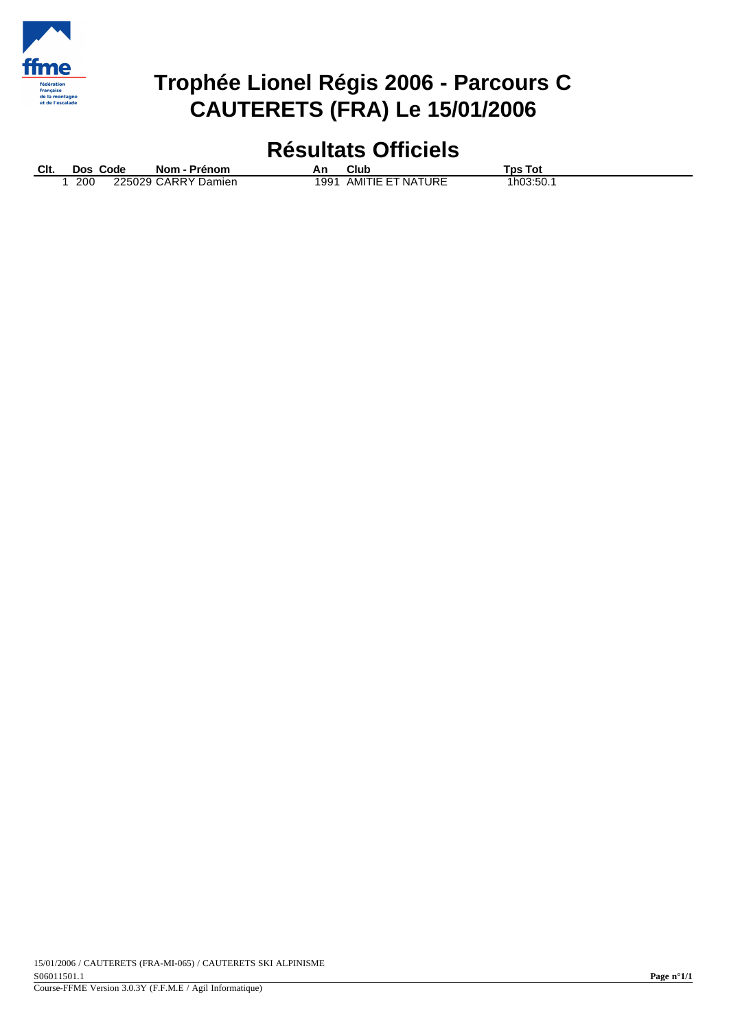# Trophée Lionel Régis 2006 - Parcours C
# CAUTERETS (FRA) Le 15/01/2006

## Résultats Officiels

| Clt. | Dos | Code | Nom - Prénom | An | Club | Tps Tot |
|---|---|---|---|---|---|---|
| 1 | 200 | 225029 | CARRY Damien | 1991 | AMITIE ET NATURE | 1h03:50.1 |

15/01/2006 / CAUTERETS (FRA-MI-065) / CAUTERETS SKI ALPINISME

S06011501.1

Course-FFME Version 3.0.3Y (F.F.M.E / Agil Informatique)